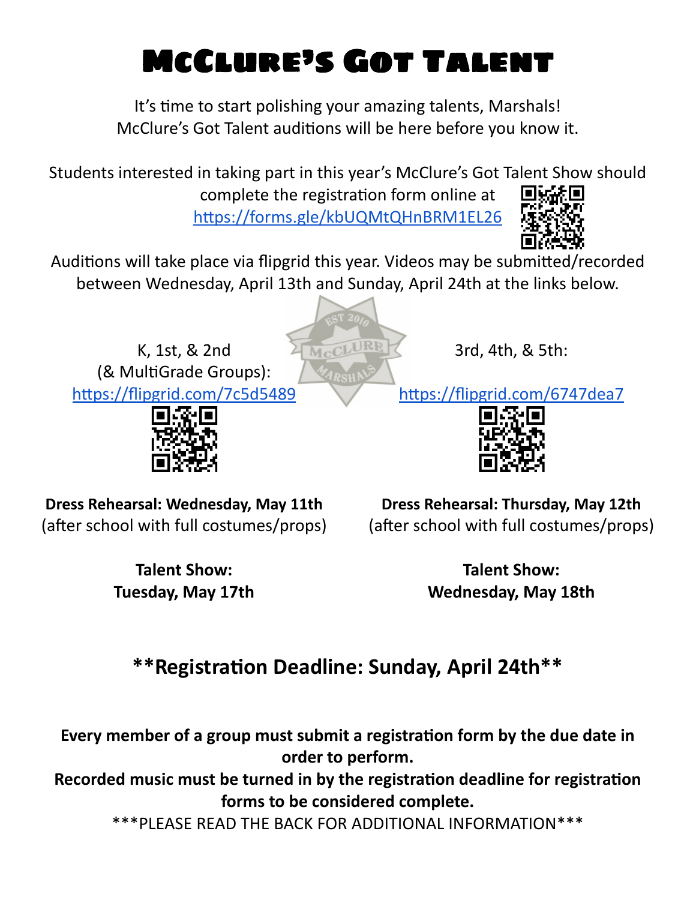# McClure's Got Talent

It's time to start polishing your amazing talents, Marshals!
McClure's Got Talent auditions will be here before you know it.

Students interested in taking part in this year's McClure's Got Talent Show should complete the registration form online at https://forms.gle/kbUQMtQHnBRM1EL26

Auditions will take place via flipgrid this year. Videos may be submitted/recorded between Wednesday, April 13th and Sunday, April 24th at the links below.

K, 1st, & 2nd (& MultiGrade Groups):
https://flipgrid.com/7c5d5489

**Dress Rehearsal: Wednesday, May 11th**
(after school with full costumes/props)

**Talent Show:**
**Tuesday, May 17th**

3rd, 4th, & 5th:
https://flipgrid.com/6747dea7

**Dress Rehearsal: Thursday, May 12th**
(after school with full costumes/props)

**Talent Show:**
**Wednesday, May 18th**

## **Registration Deadline: Sunday, April 24th**

**Every member of a group must submit a registration form by the due date in order to perform.**

**Recorded music must be turned in by the registration deadline for registration forms to be considered complete.**

***PLEASE READ THE BACK FOR ADDITIONAL INFORMATION***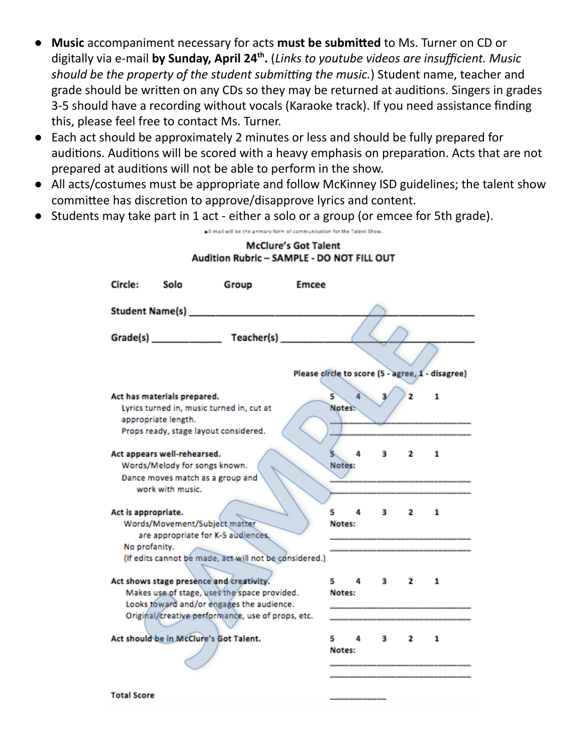- **Music** accompaniment necessary for acts **must be submitted** to Ms. Turner on CD or digitally via e-mail **by Sunday, April 24th.** (*Links to youtube videos are insufficient. Music should be the property of the student submitting the music.*) Student name, teacher and grade should be written on any CDs so they may be returned at auditions. Singers in grades 3-5 should have a recording without vocals (Karaoke track). If you need assistance finding this, please feel free to contact Ms. Turner.
- Each act should be approximately 2 minutes or less and should be fully prepared for auditions. Auditions will be scored with a heavy emphasis on preparation. Acts that are not prepared at auditions will not be able to perform in the show.
- All acts/costumes must be appropriate and follow McKinney ISD guidelines; the talent show committee has discretion to approve/disapprove lyrics and content.
- Students may take part in 1 act - either a solo or a group (or emcee for 5th grade).

●E-mail will be the primary form of communication for the Talent Show.

**McClure's Got Talent**
**Audition Rubric – SAMPLE - DO NOT FILL OUT**

**Circle:** Solo Group Emcee

**Student Name(s)** ______________________________

**Grade(s)** ____________ **Teacher(s)** ______________________

Please circle to score (5 - agree, 1 - disagree)

| | | | | | |
|---|---|---|---|---|---|
| **Act has materials prepared.** Lyrics turned in, music turned in, cut at appropriate length. Props ready, stage layout considered. | 5 | 4 | 3 | 2 | 1 |
| | Notes: | | | | |
| **Act appears well-rehearsed.** Words/Melody for songs known. Dance moves match as a group and work with music. | 5 | 4 | 3 | 2 | 1 |
| | Notes: | | | | |
| **Act is appropriate.** Words/Movement/Subject matter are appropriate for K-5 audiences. No profanity. (If edits cannot be made, act will not be considered.) | 5 | 4 | 3 | 2 | 1 |
| | Notes: | | | | |
| **Act shows stage presence and creativity.** Makes use of stage, uses the space provided. Looks toward and/or engages the audience. Original/creative performance, use of props, etc. | 5 | 4 | 3 | 2 | 1 |
| | Notes: | | | | |
| **Act should be in McClure's Got Talent.** | 5 | 4 | 3 | 2 | 1 |
| | Notes: | | | | |

**Total Score** ____________